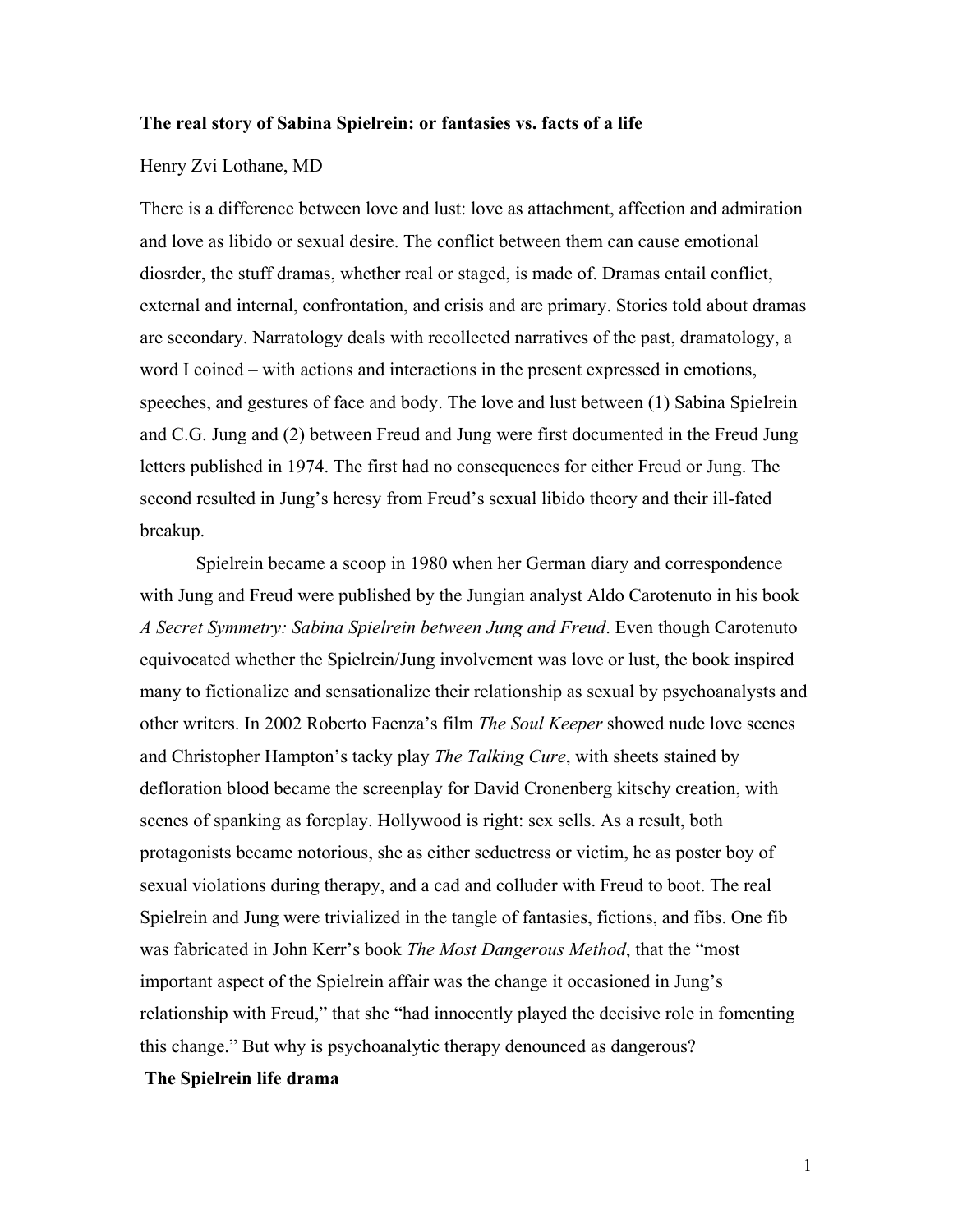**The real story of Sabina Spielrein: or fantasies vs. facts of a life**

Henry Zvi Lothane, MD

There is a difference between love and lust: love as attachment, affection and admiration and love as libido or sexual desire. The conflict between them can cause emotional diosrder, the stuff dramas, whether real or staged, is made of. Dramas entail conflict, external and internal, confrontation, and crisis and are primary. Stories told about dramas are secondary. Narratology deals with recollected narratives of the past, dramatology, a word I coined – with actions and interactions in the present expressed in emotions, speeches, and gestures of face and body. The love and lust between (1) Sabina Spielrein and C.G. Jung and (2) between Freud and Jung were first documented in the Freud Jung letters published in 1974. The first had no consequences for either Freud or Jung. The second resulted in Jung's heresy from Freud's sexual libido theory and their ill-fated breakup.

Spielrein became a scoop in 1980 when her German diary and correspondence with Jung and Freud were published by the Jungian analyst Aldo Carotenuto in his book *A Secret Symmetry: Sabina Spielrein between Jung and Freud*. Even though Carotenuto equivocated whether the Spielrein/Jung involvement was love or lust, the book inspired many to fictionalize and sensationalize their relationship as sexual by psychoanalysts and other writers. In 2002 Roberto Faenza's film *The Soul Keeper* showed nude love scenes and Christopher Hampton's tacky play *The Talking Cure*, with sheets stained by defloration blood became the screenplay for David Cronenberg kitschy creation, with scenes of spanking as foreplay. Hollywood is right: sex sells. As a result, both protagonists became notorious, she as either seductress or victim, he as poster boy of sexual violations during therapy, and a cad and colluder with Freud to boot. The real Spielrein and Jung were trivialized in the tangle of fantasies, fictions, and fibs. One fib was fabricated in John Kerr's book *The Most Dangerous Method*, that the "most important aspect of the Spielrein affair was the change it occasioned in Jung's relationship with Freud," that she "had innocently played the decisive role in fomenting this change." But why is psychoanalytic therapy denounced as dangerous?

**The Spielrein life drama**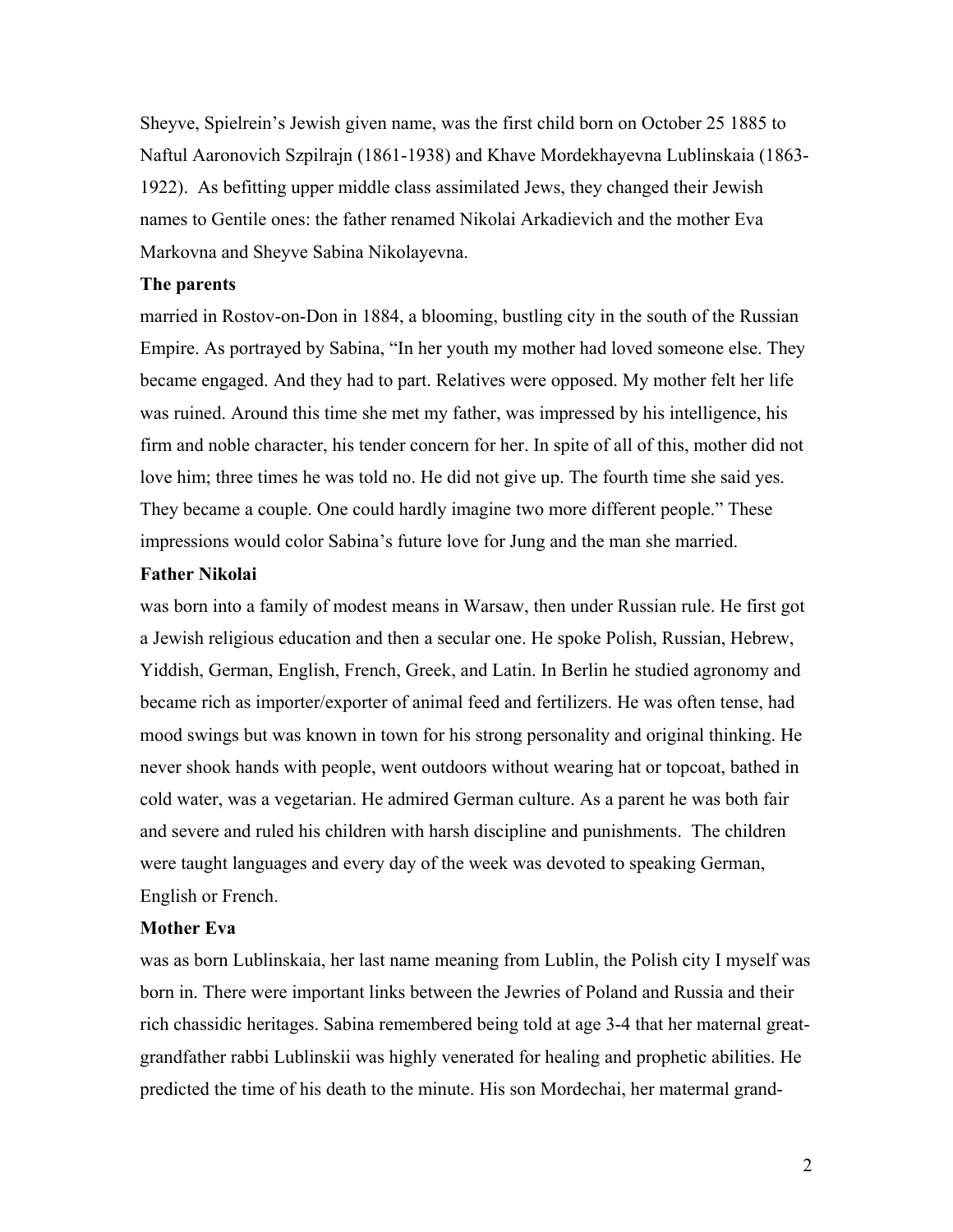Sheyve, Spielrein's Jewish given name, was the first child born on October 25 1885 to Naftul Aaronovich Szpilrajn (1861-1938) and Khave Mordekhayevna Lublinskaia (1863-1922). As befitting upper middle class assimilated Jews, they changed their Jewish names to Gentile ones: the father renamed Nikolai Arkadievich and the mother Eva Markovna and Sheyve Sabina Nikolayevna.

**The parents**

married in Rostov-on-Don in 1884, a blooming, bustling city in the south of the Russian Empire. As portrayed by Sabina, "In her youth my mother had loved someone else. They became engaged. And they had to part. Relatives were opposed. My mother felt her life was ruined. Around this time she met my father, was impressed by his intelligence, his firm and noble character, his tender concern for her. In spite of all of this, mother did not love him; three times he was told no. He did not give up. The fourth time she said yes. They became a couple. One could hardly imagine two more different people." These impressions would color Sabina's future love for Jung and the man she married.

**Father Nikolai**

was born into a family of modest means in Warsaw, then under Russian rule. He first got a Jewish religious education and then a secular one. He spoke Polish, Russian, Hebrew, Yiddish, German, English, French, Greek, and Latin. In Berlin he studied agronomy and became rich as importer/exporter of animal feed and fertilizers. He was often tense, had mood swings but was known in town for his strong personality and original thinking. He never shook hands with people, went outdoors without wearing hat or topcoat, bathed in cold water, was a vegetarian. He admired German culture. As a parent he was both fair and severe and ruled his children with harsh discipline and punishments. The children were taught languages and every day of the week was devoted to speaking German, English or French.

**Mother Eva**

was as born Lublinskaia, her last name meaning from Lublin, the Polish city I myself was born in. There were important links between the Jewries of Poland and Russia and their rich chassidic heritages. Sabina remembered being told at age 3-4 that her maternal great-grandfather rabbi Lublinskii was highly venerated for healing and prophetic abilities. He predicted the time of his death to the minute. His son Mordechai, her matermal grand-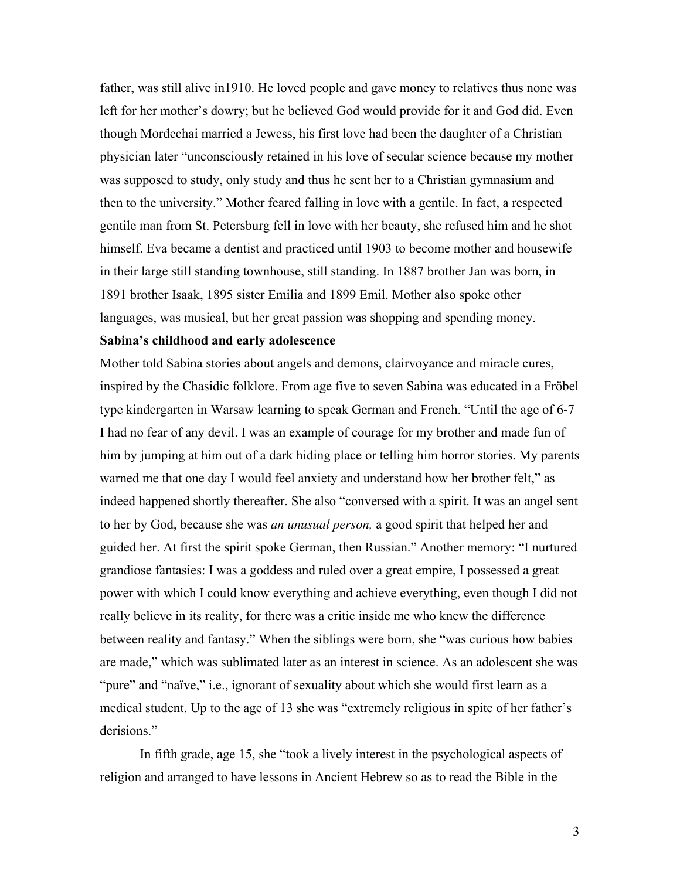father, was still alive in1910. He loved people and gave money to relatives thus none was left for her mother's dowry; but he believed God would provide for it and God did. Even though Mordechai married a Jewess, his first love had been the daughter of a Christian physician later "unconsciously retained in his love of secular science because my mother was supposed to study, only study and thus he sent her to a Christian gymnasium and then to the university." Mother feared falling in love with a gentile. In fact, a respected gentile man from St. Petersburg fell in love with her beauty, she refused him and he shot himself. Eva became a dentist and practiced until 1903 to become mother and housewife in their large still standing townhouse, still standing. In 1887 brother Jan was born, in 1891 brother Isaak, 1895 sister Emilia and 1899 Emil. Mother also spoke other languages, was musical, but her great passion was shopping and spending money.

**Sabina's childhood and early adolescence**

Mother told Sabina stories about angels and demons, clairvoyance and miracle cures, inspired by the Chasidic folklore. From age five to seven Sabina was educated in a Fröbel type kindergarten in Warsaw learning to speak German and French. "Until the age of 6-7 I had no fear of any devil. I was an example of courage for my brother and made fun of him by jumping at him out of a dark hiding place or telling him horror stories. My parents warned me that one day I would feel anxiety and understand how her brother felt," as indeed happened shortly thereafter. She also "conversed with a spirit. It was an angel sent to her by God, because she was *an unusual person,* a good spirit that helped her and guided her. At first the spirit spoke German, then Russian." Another memory: "I nurtured grandiose fantasies: I was a goddess and ruled over a great empire, I possessed a great power with which I could know everything and achieve everything, even though I did not really believe in its reality, for there was a critic inside me who knew the difference between reality and fantasy." When the siblings were born, she "was curious how babies are made," which was sublimated later as an interest in science. As an adolescent she was "pure" and "naïve," i.e., ignorant of sexuality about which she would first learn as a medical student. Up to the age of 13 she was "extremely religious in spite of her father's derisions."

In fifth grade, age 15, she "took a lively interest in the psychological aspects of religion and arranged to have lessons in Ancient Hebrew so as to read the Bible in the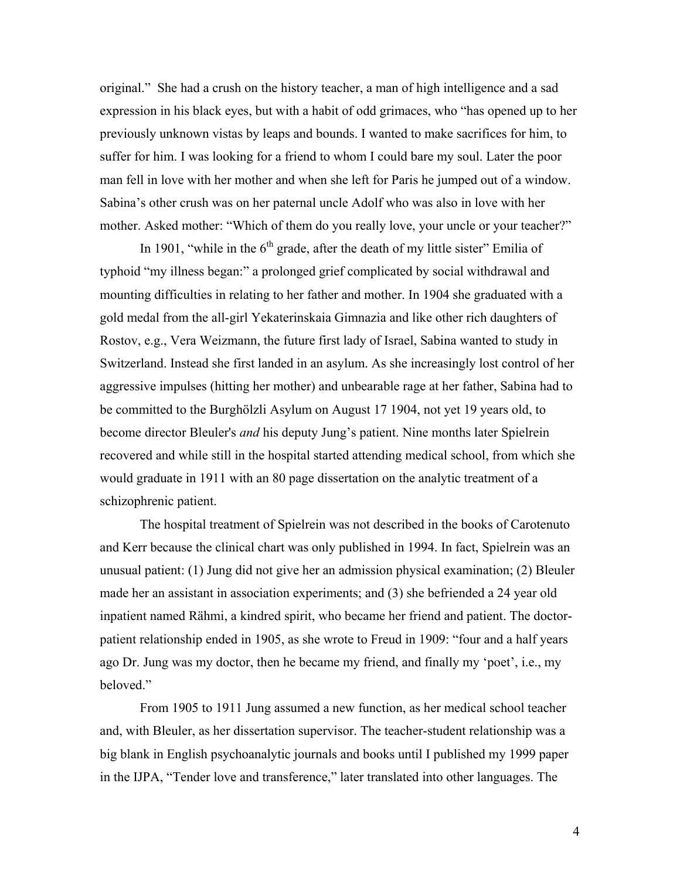original." She had a crush on the history teacher, a man of high intelligence and a sad expression in his black eyes, but with a habit of odd grimaces, who "has opened up to her previously unknown vistas by leaps and bounds. I wanted to make sacrifices for him, to suffer for him. I was looking for a friend to whom I could bare my soul. Later the poor man fell in love with her mother and when she left for Paris he jumped out of a window. Sabina's other crush was on her paternal uncle Adolf who was also in love with her mother. Asked mother: "Which of them do you really love, your uncle or your teacher?"

In 1901, "while in the 6th grade, after the death of my little sister" Emilia of typhoid "my illness began:" a prolonged grief complicated by social withdrawal and mounting difficulties in relating to her father and mother. In 1904 she graduated with a gold medal from the all-girl Yekaterinskaia Gimnazia and like other rich daughters of Rostov, e.g., Vera Weizmann, the future first lady of Israel, Sabina wanted to study in Switzerland. Instead she first landed in an asylum. As she increasingly lost control of her aggressive impulses (hitting her mother) and unbearable rage at her father, Sabina had to be committed to the Burghölzli Asylum on August 17 1904, not yet 19 years old, to become director Bleuler's *and* his deputy Jung's patient. Nine months later Spielrein recovered and while still in the hospital started attending medical school, from which she would graduate in 1911 with an 80 page dissertation on the analytic treatment of a schizophrenic patient.

The hospital treatment of Spielrein was not described in the books of Carotenuto and Kerr because the clinical chart was only published in 1994. In fact, Spielrein was an unusual patient: (1) Jung did not give her an admission physical examination; (2) Bleuler made her an assistant in association experiments; and (3) she befriended a 24 year old inpatient named Rähmi, a kindred spirit, who became her friend and patient. The doctor-patient relationship ended in 1905, as she wrote to Freud in 1909: "four and a half years ago Dr. Jung was my doctor, then he became my friend, and finally my 'poet', i.e., my beloved."

From 1905 to 1911 Jung assumed a new function, as her medical school teacher and, with Bleuler, as her dissertation supervisor. The teacher-student relationship was a big blank in English psychoanalytic journals and books until I published my 1999 paper in the IJPA, "Tender love and transference," later translated into other languages. The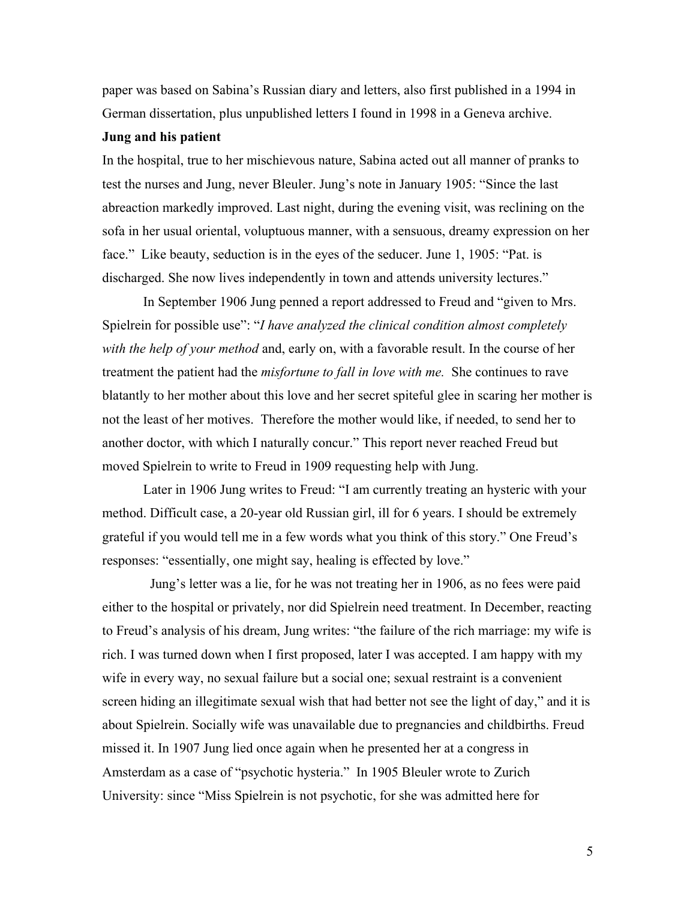paper was based on Sabina's Russian diary and letters, also first published in a 1994 in German dissertation, plus unpublished letters I found in 1998 in a Geneva archive.

**Jung and his patient**

In the hospital, true to her mischievous nature, Sabina acted out all manner of pranks to test the nurses and Jung, never Bleuler. Jung's note in January 1905: "Since the last abreaction markedly improved. Last night, during the evening visit, was reclining on the sofa in her usual oriental, voluptuous manner, with a sensuous, dreamy expression on her face." Like beauty, seduction is in the eyes of the seducer. June 1, 1905: "Pat. is discharged. She now lives independently in town and attends university lectures."

In September 1906 Jung penned a report addressed to Freud and "given to Mrs. Spielrein for possible use": "*I have analyzed the clinical condition almost completely with the help of your method* and, early on, with a favorable result. In the course of her treatment the patient had the *misfortune to fall in love with me.* She continues to rave blatantly to her mother about this love and her secret spiteful glee in scaring her mother is not the least of her motives. Therefore the mother would like, if needed, to send her to another doctor, with which I naturally concur." This report never reached Freud but moved Spielrein to write to Freud in 1909 requesting help with Jung.

Later in 1906 Jung writes to Freud: "I am currently treating an hysteric with your method. Difficult case, a 20-year old Russian girl, ill for 6 years. I should be extremely grateful if you would tell me in a few words what you think of this story." One Freud's responses: "essentially, one might say, healing is effected by love."

Jung's letter was a lie, for he was not treating her in 1906, as no fees were paid either to the hospital or privately, nor did Spielrein need treatment. In December, reacting to Freud's analysis of his dream, Jung writes: "the failure of the rich marriage: my wife is rich. I was turned down when I first proposed, later I was accepted. I am happy with my wife in every way, no sexual failure but a social one; sexual restraint is a convenient screen hiding an illegitimate sexual wish that had better not see the light of day," and it is about Spielrein. Socially wife was unavailable due to pregnancies and childbirths. Freud missed it. In 1907 Jung lied once again when he presented her at a congress in Amsterdam as a case of "psychotic hysteria." In 1905 Bleuler wrote to Zurich University: since "Miss Spielrein is not psychotic, for she was admitted here for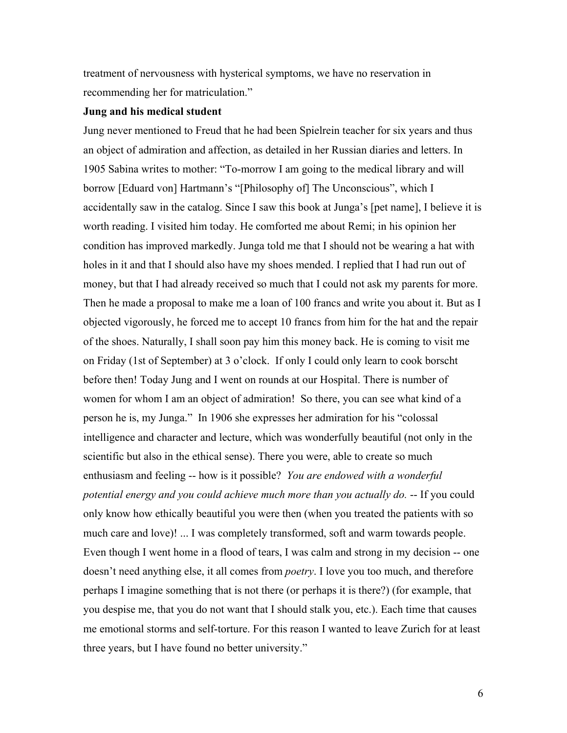treatment of nervousness with hysterical symptoms, we have no reservation in recommending her for matriculation."

**Jung and his medical student**

Jung never mentioned to Freud that he had been Spielrein teacher for six years and thus an object of admiration and affection, as detailed in her Russian diaries and letters. In 1905 Sabina writes to mother: "To-morrow I am going to the medical library and will borrow [Eduard von] Hartmann's "[Philosophy of] The Unconscious", which I accidentally saw in the catalog. Since I saw this book at Junga's [pet name], I believe it is worth reading. I visited him today. He comforted me about Remi; in his opinion her condition has improved markedly. Junga told me that I should not be wearing a hat with holes in it and that I should also have my shoes mended. I replied that I had run out of money, but that I had already received so much that I could not ask my parents for more. Then he made a proposal to make me a loan of 100 francs and write you about it. But as I objected vigorously, he forced me to accept 10 francs from him for the hat and the repair of the shoes. Naturally, I shall soon pay him this money back. He is coming to visit me on Friday (1st of September) at 3 o'clock. If only I could only learn to cook borscht before then! Today Jung and I went on rounds at our Hospital. There is number of women for whom I am an object of admiration! So there, you can see what kind of a person he is, my Junga." In 1906 she expresses her admiration for his "colossal intelligence and character and lecture, which was wonderfully beautiful (not only in the scientific but also in the ethical sense). There you were, able to create so much enthusiasm and feeling -- how is it possible? *You are endowed with a wonderful potential energy and you could achieve much more than you actually do.* -- If you could only know how ethically beautiful you were then (when you treated the patients with so much care and love)! ... I was completely transformed, soft and warm towards people. Even though I went home in a flood of tears, I was calm and strong in my decision -- one doesn't need anything else, it all comes from *poetry*. I love you too much, and therefore perhaps I imagine something that is not there (or perhaps it is there?) (for example, that you despise me, that you do not want that I should stalk you, etc.). Each time that causes me emotional storms and self-torture. For this reason I wanted to leave Zurich for at least three years, but I have found no better university."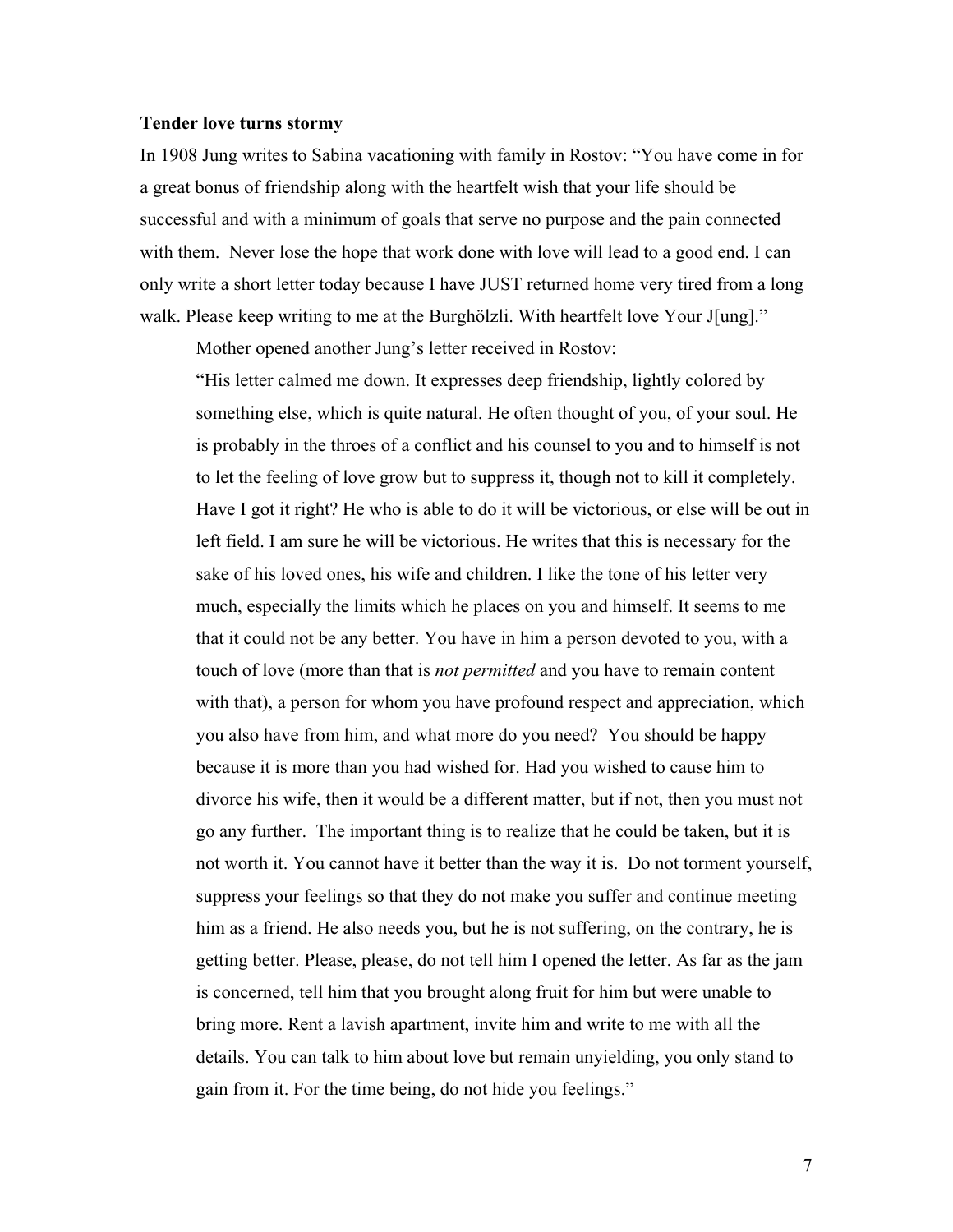**Tender love turns stormy**

In 1908 Jung writes to Sabina vacationing with family in Rostov: "You have come in for a great bonus of friendship along with the heartfelt wish that your life should be successful and with a minimum of goals that serve no purpose and the pain connected with them. Never lose the hope that work done with love will lead to a good end. I can only write a short letter today because I have JUST returned home very tired from a long walk. Please keep writing to me at the Burghölzli. With heartfelt love Your J[ung]."

Mother opened another Jung's letter received in Rostov:

> "His letter calmed me down. It expresses deep friendship, lightly colored by something else, which is quite natural. He often thought of you, of your soul. He is probably in the throes of a conflict and his counsel to you and to himself is not to let the feeling of love grow but to suppress it, though not to kill it completely. Have I got it right? He who is able to do it will be victorious, or else will be out in left field. I am sure he will be victorious. He writes that this is necessary for the sake of his loved ones, his wife and children. I like the tone of his letter very much, especially the limits which he places on you and himself. It seems to me that it could not be any better. You have in him a person devoted to you, with a touch of love (more than that is *not permitted* and you have to remain content with that), a person for whom you have profound respect and appreciation, which you also have from him, and what more do you need? You should be happy because it is more than you had wished for. Had you wished to cause him to divorce his wife, then it would be a different matter, but if not, then you must not go any further. The important thing is to realize that he could be taken, but it is not worth it. You cannot have it better than the way it is. Do not torment yourself, suppress your feelings so that they do not make you suffer and continue meeting him as a friend. He also needs you, but he is not suffering, on the contrary, he is getting better. Please, please, do not tell him I opened the letter. As far as the jam is concerned, tell him that you brought along fruit for him but were unable to bring more. Rent a lavish apartment, invite him and write to me with all the details. You can talk to him about love but remain unyielding, you only stand to gain from it. For the time being, do not hide you feelings."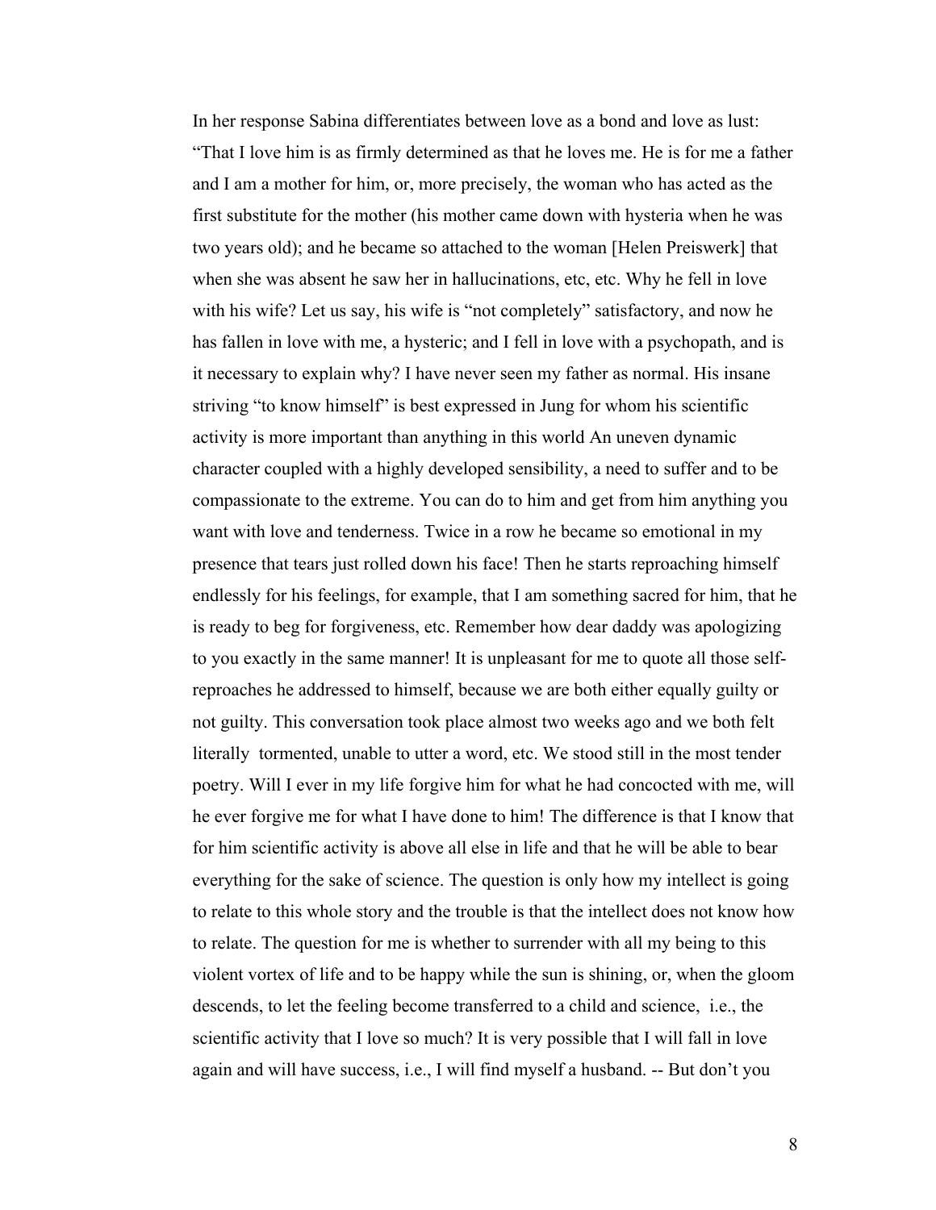In her response Sabina differentiates between love as a bond and love as lust: “That I love him is as firmly determined as that he loves me. He is for me a father and I am a mother for him, or, more precisely, the woman who has acted as the first substitute for the mother (his mother came down with hysteria when he was two years old); and he became so attached to the woman [Helen Preiswerk] that when she was absent he saw her in hallucinations, etc, etc. Why he fell in love with his wife? Let us say, his wife is “not completely” satisfactory, and now he has fallen in love with me, a hysteric; and I fell in love with a psychopath, and is it necessary to explain why? I have never seen my father as normal. His insane striving “to know himself” is best expressed in Jung for whom his scientific activity is more important than anything in this world An uneven dynamic character coupled with a highly developed sensibility, a need to suffer and to be compassionate to the extreme. You can do to him and get from him anything you want with love and tenderness. Twice in a row he became so emotional in my presence that tears just rolled down his face! Then he starts reproaching himself endlessly for his feelings, for example, that I am something sacred for him, that he is ready to beg for forgiveness, etc. Remember how dear daddy was apologizing to you exactly in the same manner! It is unpleasant for me to quote all those self-reproaches he addressed to himself, because we are both either equally guilty or not guilty. This conversation took place almost two weeks ago and we both felt literally tormented, unable to utter a word, etc. We stood still in the most tender poetry. Will I ever in my life forgive him for what he had concocted with me, will he ever forgive me for what I have done to him! The difference is that I know that for him scientific activity is above all else in life and that he will be able to bear everything for the sake of science. The question is only how my intellect is going to relate to this whole story and the trouble is that the intellect does not know how to relate. The question for me is whether to surrender with all my being to this violent vortex of life and to be happy while the sun is shining, or, when the gloom descends, to let the feeling become transferred to a child and science, i.e., the scientific activity that I love so much? It is very possible that I will fall in love again and will have success, i.e., I will find myself a husband. -- But don’t you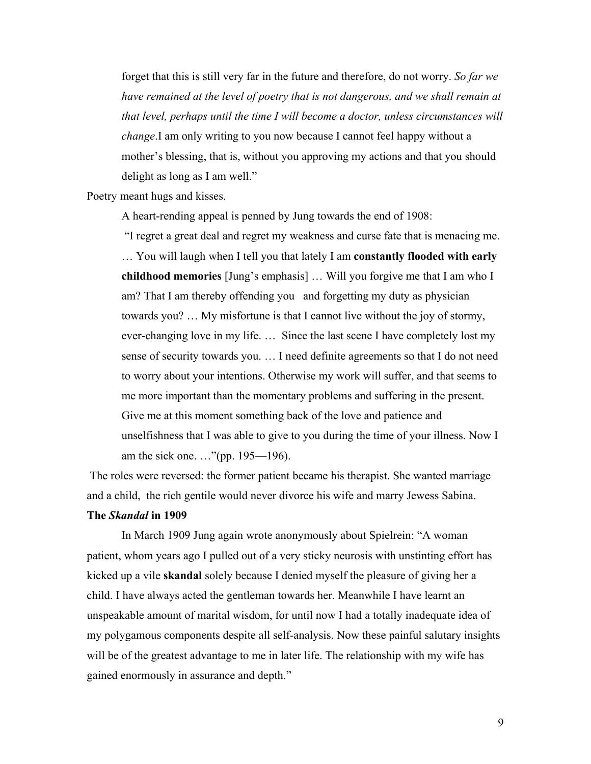> forget that this is still very far in the future and therefore, do not worry. *So far we have remained at the level of poetry that is not dangerous, and we shall remain at that level, perhaps until the time I will become a doctor, unless circumstances will change*.I am only writing to you now because I cannot feel happy without a mother's blessing, that is, without you approving my actions and that you should delight as long as I am well."

Poetry meant hugs and kisses.

A heart-rending appeal is penned by Jung towards the end of 1908:

> "I regret a great deal and regret my weakness and curse fate that is menacing me. … You will laugh when I tell you that lately I am **constantly flooded with early childhood memories** [Jung's emphasis] … Will you forgive me that I am who I am? That I am thereby offending you and forgetting my duty as physician towards you? … My misfortune is that I cannot live without the joy of stormy, ever-changing love in my life. … Since the last scene I have completely lost my sense of security towards you. … I need definite agreements so that I do not need to worry about your intentions. Otherwise my work will suffer, and that seems to me more important than the momentary problems and suffering in the present. Give me at this moment something back of the love and patience and unselfishness that I was able to give to you during the time of your illness. Now I am the sick one. …"(pp. 195—196).

The roles were reversed: the former patient became his therapist. She wanted marriage and a child, the rich gentile would never divorce his wife and marry Jewess Sabina.

### The *Skandal* in 1909

In March 1909 Jung again wrote anonymously about Spielrein: "A woman patient, whom years ago I pulled out of a very sticky neurosis with unstinting effort has kicked up a vile **skandal** solely because I denied myself the pleasure of giving her a child. I have always acted the gentleman towards her. Meanwhile I have learnt an unspeakable amount of marital wisdom, for until now I had a totally inadequate idea of my polygamous components despite all self-analysis. Now these painful salutary insights will be of the greatest advantage to me in later life. The relationship with my wife has gained enormously in assurance and depth."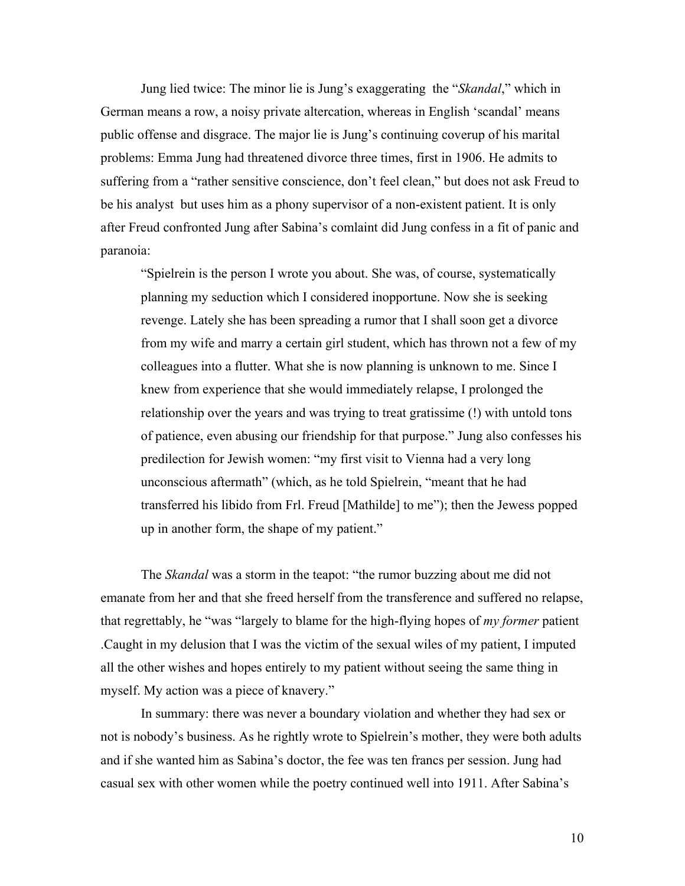Jung lied twice: The minor lie is Jung's exaggerating  the "*Skandal*," which in German means a row, a noisy private altercation, whereas in English 'scandal' means public offense and disgrace. The major lie is Jung's continuing coverup of his marital problems: Emma Jung had threatened divorce three times, first in 1906. He admits to suffering from a "rather sensitive conscience, don't feel clean," but does not ask Freud to be his analyst  but uses him as a phony supervisor of a non-existent patient. It is only after Freud confronted Jung after Sabina's comlaint did Jung confess in a fit of panic and paranoia:

> "Spielrein is the person I wrote you about. She was, of course, systematically planning my seduction which I considered inopportune. Now she is seeking revenge. Lately she has been spreading a rumor that I shall soon get a divorce from my wife and marry a certain girl student, which has thrown not a few of my colleagues into a flutter. What she is now planning is unknown to me. Since I knew from experience that she would immediately relapse, I prolonged the relationship over the years and was trying to treat gratissime (!) with untold tons of patience, even abusing our friendship for that purpose." Jung also confesses his predilection for Jewish women: "my first visit to Vienna had a very long unconscious aftermath" (which, as he told Spielrein, "meant that he had transferred his libido from Frl. Freud [Mathilde] to me"); then the Jewess popped up in another form, the shape of my patient."

The *Skandal* was a storm in the teapot: "the rumor buzzing about me did not emanate from her and that she freed herself from the transference and suffered no relapse, that regrettably, he "was "largely to blame for the high-flying hopes of *my former* patient .Caught in my delusion that I was the victim of the sexual wiles of my patient, I imputed all the other wishes and hopes entirely to my patient without seeing the same thing in myself. My action was a piece of knavery."

In summary: there was never a boundary violation and whether they had sex or not is nobody's business. As he rightly wrote to Spielrein's mother, they were both adults and if she wanted him as Sabina's doctor, the fee was ten francs per session. Jung had casual sex with other women while the poetry continued well into 1911. After Sabina's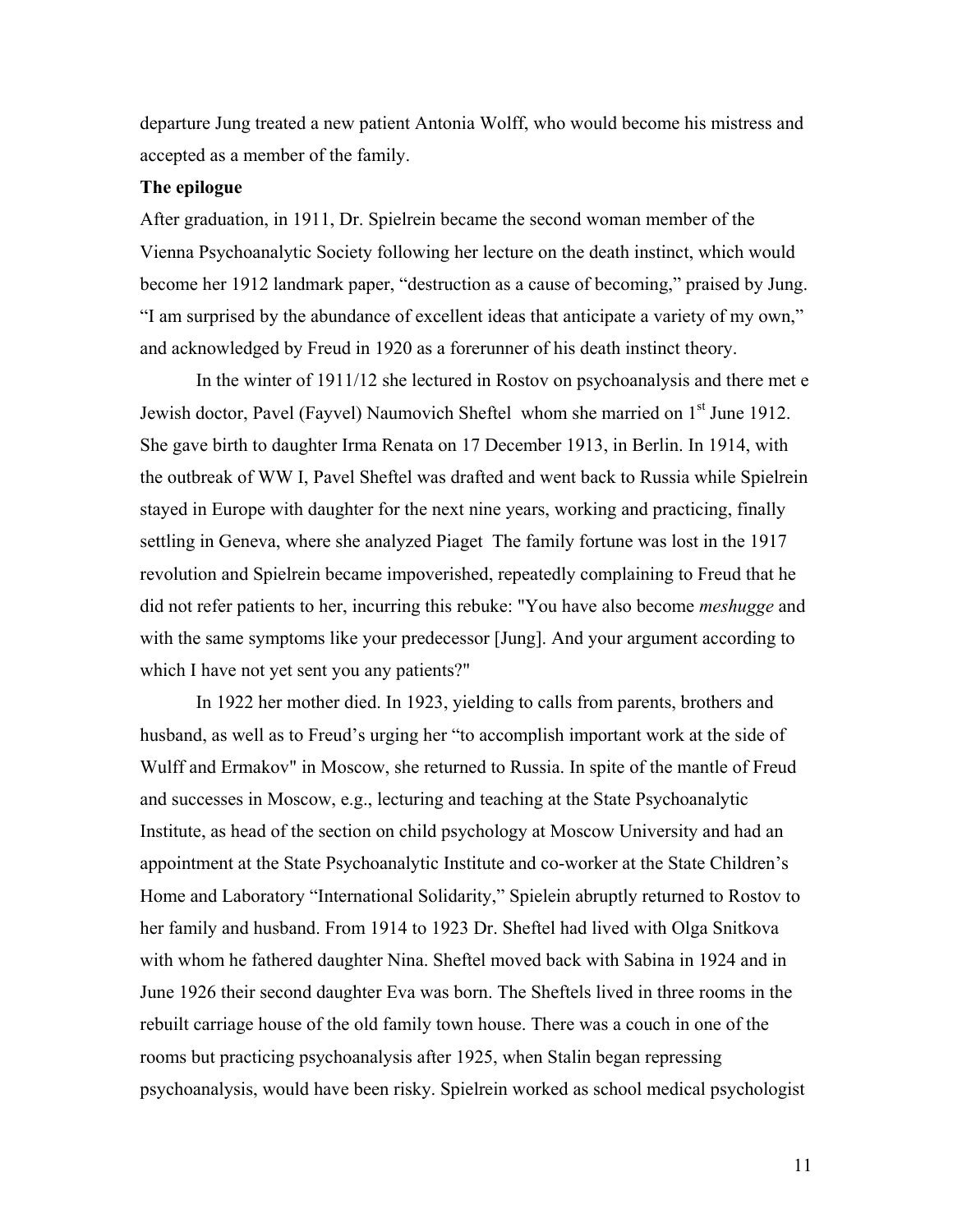departure Jung treated a new patient Antonia Wolff, who would become his mistress and accepted as a member of the family.

**The epilogue**

After graduation, in 1911, Dr. Spielrein became the second woman member of the Vienna Psychoanalytic Society following her lecture on the death instinct, which would become her 1912 landmark paper, "destruction as a cause of becoming," praised by Jung. "I am surprised by the abundance of excellent ideas that anticipate a variety of my own," and acknowledged by Freud in 1920 as a forerunner of his death instinct theory.

In the winter of 1911/12 she lectured in Rostov on psychoanalysis and there met e Jewish doctor, Pavel (Fayvel) Naumovich Sheftel whom she married on 1st June 1912. She gave birth to daughter Irma Renata on 17 December 1913, in Berlin. In 1914, with the outbreak of WW I, Pavel Sheftel was drafted and went back to Russia while Spielrein stayed in Europe with daughter for the next nine years, working and practicing, finally settling in Geneva, where she analyzed Piaget The family fortune was lost in the 1917 revolution and Spielrein became impoverished, repeatedly complaining to Freud that he did not refer patients to her, incurring this rebuke: "You have also become *meshugge* and with the same symptoms like your predecessor [Jung]. And your argument according to which I have not yet sent you any patients?"

In 1922 her mother died. In 1923, yielding to calls from parents, brothers and husband, as well as to Freud's urging her "to accomplish important work at the side of Wulff and Ermakov" in Moscow, she returned to Russia. In spite of the mantle of Freud and successes in Moscow, e.g., lecturing and teaching at the State Psychoanalytic Institute, as head of the section on child psychology at Moscow University and had an appointment at the State Psychoanalytic Institute and co-worker at the State Children's Home and Laboratory "International Solidarity," Spielein abruptly returned to Rostov to her family and husband. From 1914 to 1923 Dr. Sheftel had lived with Olga Snitkova with whom he fathered daughter Nina. Sheftel moved back with Sabina in 1924 and in June 1926 their second daughter Eva was born. The Sheftels lived in three rooms in the rebuilt carriage house of the old family town house. There was a couch in one of the rooms but practicing psychoanalysis after 1925, when Stalin began repressing psychoanalysis, would have been risky. Spielrein worked as school medical psychologist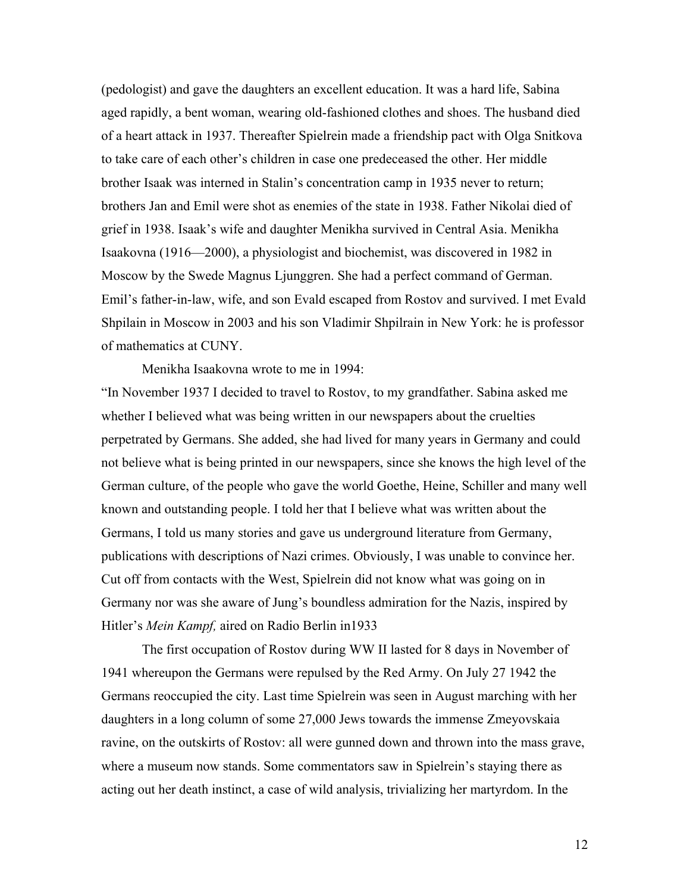(pedologist) and gave the daughters an excellent education. It was a hard life, Sabina aged rapidly, a bent woman, wearing old-fashioned clothes and shoes. The husband died of a heart attack in 1937. Thereafter Spielrein made a friendship pact with Olga Snitkova to take care of each other's children in case one predeceased the other. Her middle brother Isaak was interned in Stalin's concentration camp in 1935 never to return; brothers Jan and Emil were shot as enemies of the state in 1938. Father Nikolai died of grief in 1938. Isaak's wife and daughter Menikha survived in Central Asia. Menikha Isaakovna (1916—2000), a physiologist and biochemist, was discovered in 1982 in Moscow by the Swede Magnus Ljunggren. She had a perfect command of German. Emil's father-in-law, wife, and son Evald escaped from Rostov and survived. I met Evald Shpilain in Moscow in 2003 and his son Vladimir Shpilrain in New York: he is professor of mathematics at CUNY.

Menikha Isaakovna wrote to me in 1994:

"In November 1937 I decided to travel to Rostov, to my grandfather. Sabina asked me whether I believed what was being written in our newspapers about the cruelties perpetrated by Germans. She added, she had lived for many years in Germany and could not believe what is being printed in our newspapers, since she knows the high level of the German culture, of the people who gave the world Goethe, Heine, Schiller and many well known and outstanding people. I told her that I believe what was written about the Germans, I told us many stories and gave us underground literature from Germany, publications with descriptions of Nazi crimes. Obviously, I was unable to convince her. Cut off from contacts with the West, Spielrein did not know what was going on in Germany nor was she aware of Jung's boundless admiration for the Nazis, inspired by Hitler's *Mein Kampf,* aired on Radio Berlin in1933

The first occupation of Rostov during WW II lasted for 8 days in November of 1941 whereupon the Germans were repulsed by the Red Army. On July 27 1942 the Germans reoccupied the city. Last time Spielrein was seen in August marching with her daughters in a long column of some 27,000 Jews towards the immense Zmeyovskaia ravine, on the outskirts of Rostov: all were gunned down and thrown into the mass grave, where a museum now stands. Some commentators saw in Spielrein's staying there as acting out her death instinct, a case of wild analysis, trivializing her martyrdom. In the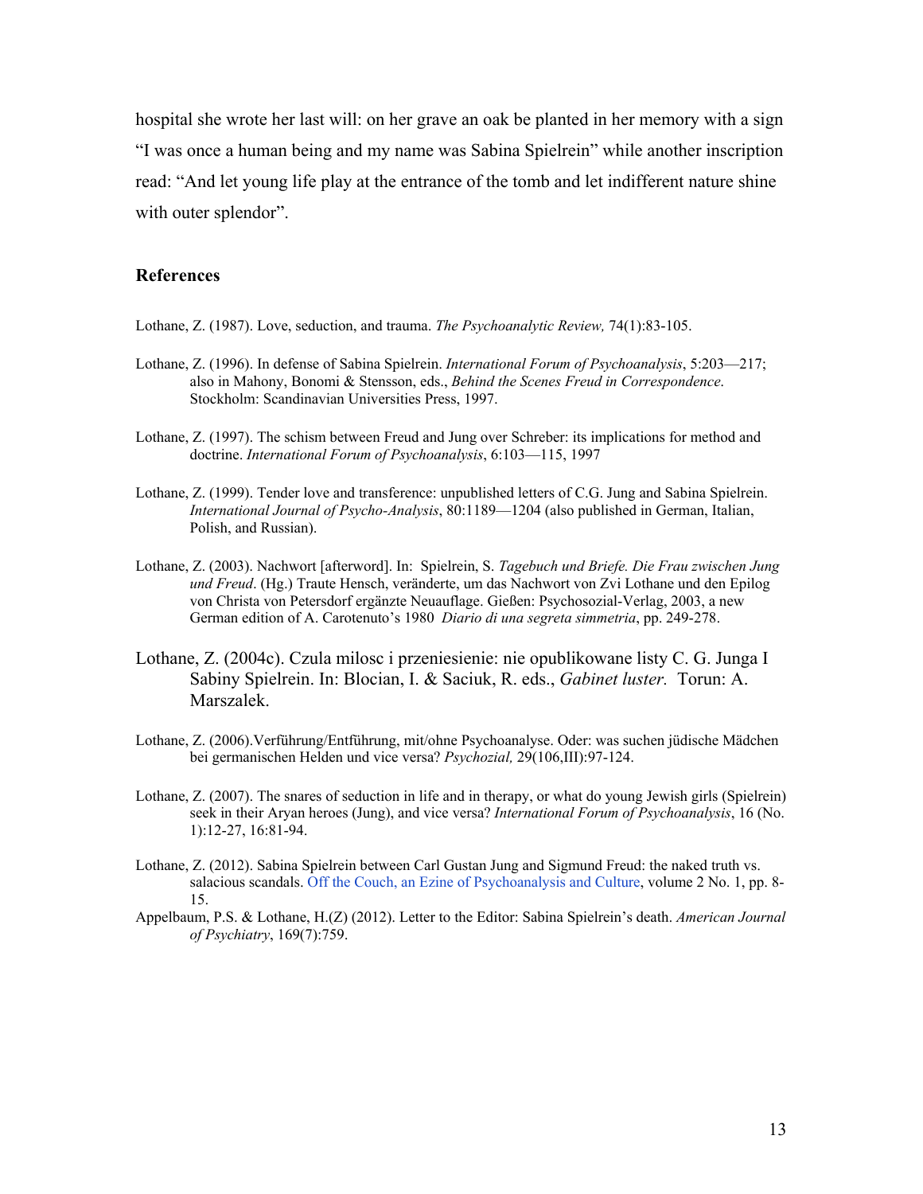hospital she wrote her last will: on her grave an oak be planted in her memory with a sign "I was once a human being and my name was Sabina Spielrein" while another inscription read: "And let young life play at the entrance of the tomb and let indifferent nature shine with outer splendor".

## References

Lothane, Z. (1987). Love, seduction, and trauma. *The Psychoanalytic Review,* 74(1):83-105.

Lothane, Z. (1996). In defense of Sabina Spielrein. *International Forum of Psychoanalysis*, 5:203—217; also in Mahony, Bonomi & Stensson, eds., *Behind the Scenes Freud in Correspondence.* Stockholm: Scandinavian Universities Press, 1997.

Lothane, Z. (1997). The schism between Freud and Jung over Schreber: its implications for method and doctrine. *International Forum of Psychoanalysis*, 6:103—115, 1997

Lothane, Z. (1999). Tender love and transference: unpublished letters of C.G. Jung and Sabina Spielrein. *International Journal of Psycho-Analysis*, 80:1189—1204 (also published in German, Italian, Polish, and Russian).

Lothane, Z. (2003). Nachwort [afterword]. In: Spielrein, S. *Tagebuch und Briefe. Die Frau zwischen Jung und Freud*. (Hg.) Traute Hensch, veränderte, um das Nachwort von Zvi Lothane und den Epilog von Christa von Petersdorf ergänzte Neuauflage. Gießen: Psychosozial-Verlag, 2003, a new German edition of A. Carotenuto's 1980 *Diario di una segreta simmetria*, pp. 249-278.

Lothane, Z. (2004c). Czula milosc i przeniesienie: nie opublikowane listy C. G. Junga I Sabiny Spielrein. In: Blocian, I. & Saciuk, R. eds., *Gabinet luster.* Torun: A. Marszalek.

Lothane, Z. (2006).Verführung/Entführung, mit/ohne Psychoanalyse. Oder: was suchen jüdische Mädchen bei germanischen Helden und vice versa? *Psychozial,* 29(106,III):97-124.

Lothane, Z. (2007). The snares of seduction in life and in therapy, or what do young Jewish girls (Spielrein) seek in their Aryan heroes (Jung), and vice versa? *International Forum of Psychoanalysis*, 16 (No. 1):12-27, 16:81-94.

Lothane, Z. (2012). Sabina Spielrein between Carl Gustan Jung and Sigmund Freud: the naked truth vs. salacious scandals. Off the Couch, an Ezine of Psychoanalysis and Culture, volume 2 No. 1, pp. 8-15.

Appelbaum, P.S. & Lothane, H.(Z) (2012). Letter to the Editor: Sabina Spielrein's death. *American Journal of Psychiatry*, 169(7):759.